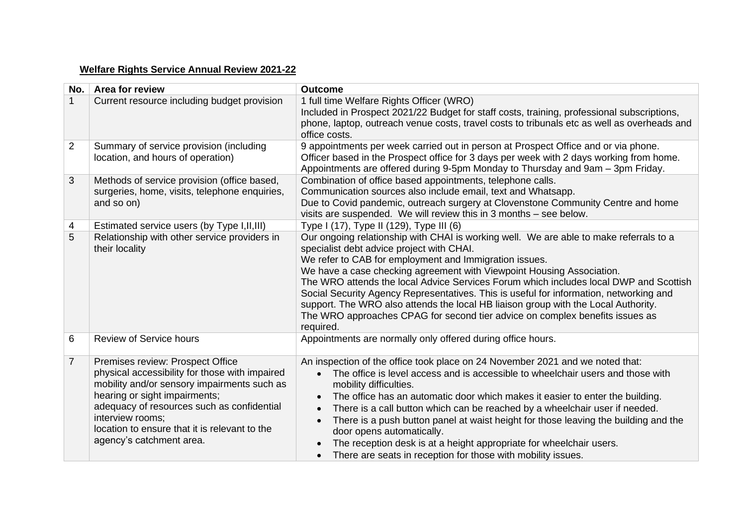**Welfare Rights Service Annual Review 2021-22**

| No. | Area for review | Outcome |
|---|---|---|
| 1 | Current resource including budget provision | 1 full time Welfare Rights Officer (WRO)<br>Included in Prospect 2021/22 Budget for staff costs, training, professional subscriptions, phone, laptop, outreach venue costs, travel costs to tribunals etc as well as overheads and office costs. |
| 2 | Summary of service provision (including location, and hours of operation) | 9 appointments per week carried out in person at Prospect Office and or via phone.<br>Officer based in the Prospect office for 3 days per week with 2 days working from home.<br>Appointments are offered during 9-5pm Monday to Thursday and 9am – 3pm Friday. |
| 3 | Methods of service provision (office based, surgeries, home, visits, telephone enquiries, and so on) | Combination of office based appointments, telephone calls.<br>Communication sources also include email, text and Whatsapp.<br>Due to Covid pandemic, outreach surgery at Clovenstone Community Centre and home visits are suspended. We will review this in 3 months – see below. |
| 4 | Estimated service users (by Type I,II,III) | Type I (17), Type II (129), Type III (6) |
| 5 | Relationship with other service providers in their locality | Our ongoing relationship with CHAI is working well. We are able to make referrals to a specialist debt advice project with CHAI.<br>We refer to CAB for employment and Immigration issues.<br>We have a case checking agreement with Viewpoint Housing Association.<br>The WRO attends the local Advice Services Forum which includes local DWP and Scottish Social Security Agency Representatives. This is useful for information, networking and support. The WRO also attends the local HB liaison group with the Local Authority.<br>The WRO approaches CPAG for second tier advice on complex benefits issues as required. |
| 6 | Review of Service hours | Appointments are normally only offered during office hours. |
| 7 | Premises review: Prospect Office<br>physical accessibility for those with impaired mobility and/or sensory impairments such as hearing or sight impairments;<br>adequacy of resources such as confidential interview rooms;<br>location to ensure that it is relevant to the agency's catchment area. | An inspection of the office took place on 24 November 2021 and we noted that:<br>• The office is level access and is accessible to wheelchair users and those with mobility difficulties.<br>• The office has an automatic door which makes it easier to enter the building.<br>• There is a call button which can be reached by a wheelchair user if needed.<br>• There is a push button panel at waist height for those leaving the building and the door opens automatically.<br>• The reception desk is at a height appropriate for wheelchair users.<br>• There are seats in reception for those with mobility issues. |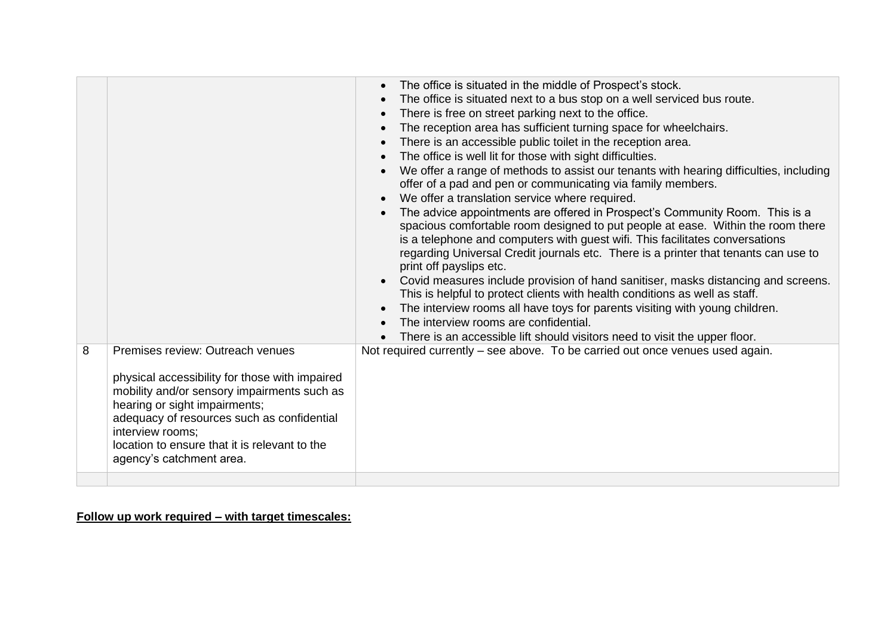| | | |
|---|---|---|
| | | <ul><li>The office is situated in the middle of Prospect's stock.</li><li>The office is situated next to a bus stop on a well serviced bus route.</li><li>There is free on street parking next to the office.</li><li>The reception area has sufficient turning space for wheelchairs.</li><li>There is an accessible public toilet in the reception area.</li><li>The office is well lit for those with sight difficulties.</li><li>We offer a range of methods to assist our tenants with hearing difficulties, including offer of a pad and pen or communicating via family members.</li><li>We offer a translation service where required.</li><li>The advice appointments are offered in Prospect's Community Room. This is a spacious comfortable room designed to put people at ease. Within the room there is a telephone and computers with guest wifi. This facilitates conversations regarding Universal Credit journals etc. There is a printer that tenants can use to print off payslips etc.</li><li>Covid measures include provision of hand sanitiser, masks distancing and screens. This is helpful to protect clients with health conditions as well as staff.</li><li>The interview rooms all have toys for parents visiting with young children.</li><li>The interview rooms are confidential.</li><li>There is an accessible lift should visitors need to visit the upper floor.</li></ul> |
| 8 | Premises review: Outreach venues<br><br>physical accessibility for those with impaired mobility and/or sensory impairments such as hearing or sight impairments;<br>adequacy of resources such as confidential interview rooms;<br>location to ensure that it is relevant to the agency's catchment area. | Not required currently – see above. To be carried out once venues used again. |
| | | |

**Follow up work required – with target timescales:**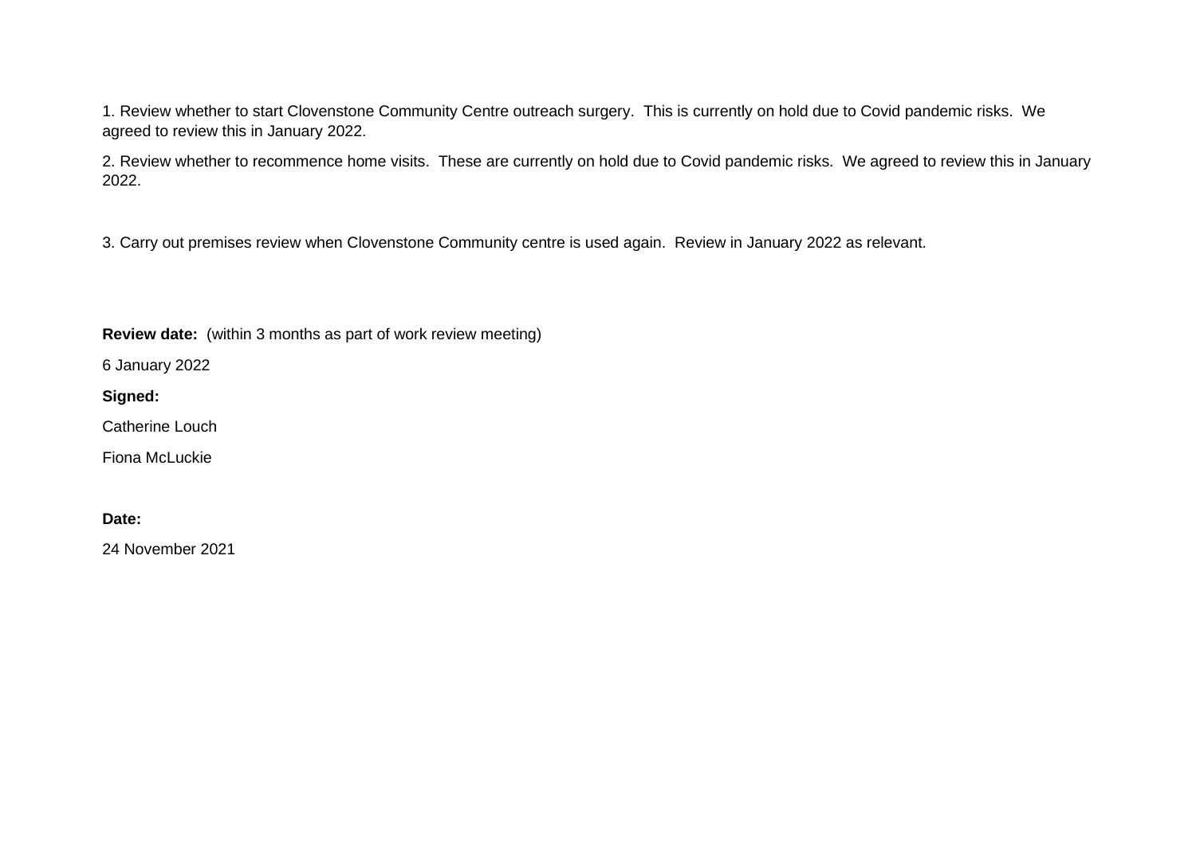1. Review whether to start Clovenstone Community Centre outreach surgery.  This is currently on hold due to Covid pandemic risks.  We agreed to review this in January 2022.

2. Review whether to recommence home visits.  These are currently on hold due to Covid pandemic risks.  We agreed to review this in January 2022.

3. Carry out premises review when Clovenstone Community centre is used again.  Review in January 2022 as relevant.

**Review date:**  (within 3 months as part of work review meeting)

6 January 2022

**Signed:**

Catherine Louch

Fiona McLuckie

**Date:**

24 November 2021